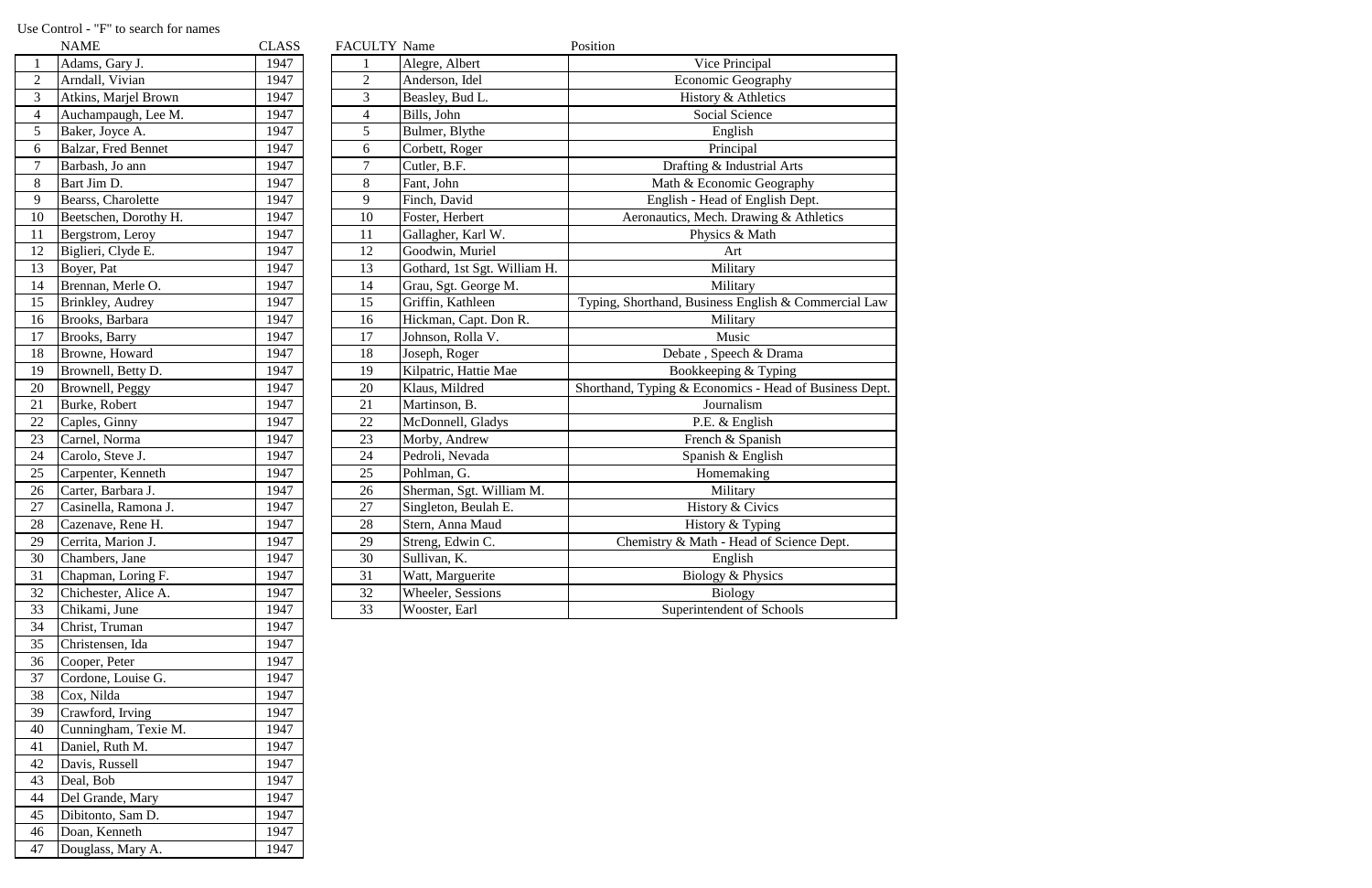Use Control - "F" to search for names

| | NAME | CLASS |
|---|---|---|
| 1 | Adams, Gary J. | 1947 |
| 2 | Arndall, Vivian | 1947 |
| 3 | Atkins, Marjel Brown | 1947 |
| 4 | Auchampaugh, Lee M. | 1947 |
| 5 | Baker, Joyce A. | 1947 |
| 6 | Balzar, Fred Bennet | 1947 |
| 7 | Barbash, Jo ann | 1947 |
| 8 | Bart Jim D. | 1947 |
| 9 | Bearss, Charolette | 1947 |
| 10 | Beetschen, Dorothy H. | 1947 |
| 11 | Bergstrom, Leroy | 1947 |
| 12 | Biglieri, Clyde E. | 1947 |
| 13 | Boyer, Pat | 1947 |
| 14 | Brennan, Merle O. | 1947 |
| 15 | Brinkley, Audrey | 1947 |
| 16 | Brooks, Barbara | 1947 |
| 17 | Brooks, Barry | 1947 |
| 18 | Browne, Howard | 1947 |
| 19 | Brownell, Betty D. | 1947 |
| 20 | Brownell, Peggy | 1947 |
| 21 | Burke, Robert | 1947 |
| 22 | Caples, Ginny | 1947 |
| 23 | Carnel, Norma | 1947 |
| 24 | Carolo, Steve J. | 1947 |
| 25 | Carpenter, Kenneth | 1947 |
| 26 | Carter, Barbara J. | 1947 |
| 27 | Casinella, Ramona J. | 1947 |
| 28 | Cazenave, Rene H. | 1947 |
| 29 | Cerrita, Marion J. | 1947 |
| 30 | Chambers, Jane | 1947 |
| 31 | Chapman, Loring F. | 1947 |
| 32 | Chichester, Alice A. | 1947 |
| 33 | Chikami, June | 1947 |
| 34 | Christ, Truman | 1947 |
| 35 | Christensen, Ida | 1947 |
| 36 | Cooper, Peter | 1947 |
| 37 | Cordone, Louise G. | 1947 |
| 38 | Cox, Nilda | 1947 |
| 39 | Crawford, Irving | 1947 |
| 40 | Cunningham, Texie M. | 1947 |
| 41 | Daniel, Ruth M. | 1947 |
| 42 | Davis, Russell | 1947 |
| 43 | Deal, Bob | 1947 |
| 44 | Del Grande, Mary | 1947 |
| 45 | Dibitonto, Sam D. | 1947 |
| 46 | Doan, Kenneth | 1947 |
| 47 | Douglass, Mary A. | 1947 |

| FACULTY | Name | Position |
|---|---|---|
| 1 | Alegre, Albert | Vice Principal |
| 2 | Anderson, Idel | Economic Geography |
| 3 | Beasley, Bud L. | History & Athletics |
| 4 | Bills, John | Social Science |
| 5 | Bulmer, Blythe | English |
| 6 | Corbett, Roger | Principal |
| 7 | Cutler, B.F. | Drafting & Industrial Arts |
| 8 | Fant, John | Math & Economic Geography |
| 9 | Finch, David | English - Head of English Dept. |
| 10 | Foster, Herbert | Aeronautics, Mech. Drawing & Athletics |
| 11 | Gallagher, Karl W. | Physics & Math |
| 12 | Goodwin, Muriel | Art |
| 13 | Gothard, 1st Sgt. William H. | Military |
| 14 | Grau, Sgt. George M. | Military |
| 15 | Griffin, Kathleen | Typing, Shorthand, Business English & Commercial Law |
| 16 | Hickman, Capt. Don R. | Military |
| 17 | Johnson, Rolla V. | Music |
| 18 | Joseph, Roger | Debate , Speech & Drama |
| 19 | Kilpatric, Hattie Mae | Bookkeeping & Typing |
| 20 | Klaus, Mildred | Shorthand, Typing & Economics - Head of Business Dept. |
| 21 | Martinson, B. | Journalism |
| 22 | McDonnell, Gladys | P.E. & English |
| 23 | Morby, Andrew | French & Spanish |
| 24 | Pedroli, Nevada | Spanish & English |
| 25 | Pohlman, G. | Homemaking |
| 26 | Sherman, Sgt. William M. | Military |
| 27 | Singleton, Beulah E. | History & Civics |
| 28 | Stern, Anna Maud | History & Typing |
| 29 | Streng, Edwin C. | Chemistry & Math - Head of Science Dept. |
| 30 | Sullivan, K. | English |
| 31 | Watt, Marguerite | Biology & Physics |
| 32 | Wheeler, Sessions | Biology |
| 33 | Wooster, Earl | Superintendent of Schools |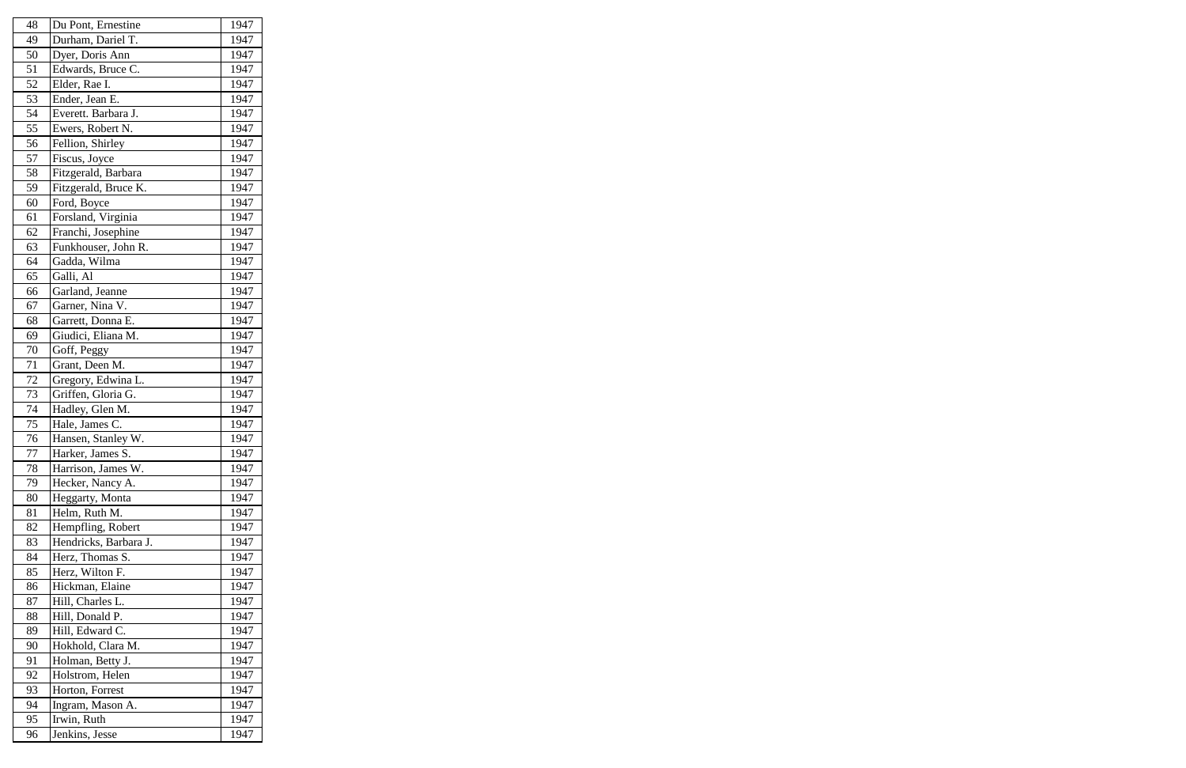| 48 | Du Pont, Ernestine | 1947 |
|---|---|---|
| 49 | Durham, Dariel T. | 1947 |
| 50 | Dyer, Doris Ann | 1947 |
| 51 | Edwards, Bruce C. | 1947 |
| 52 | Elder, Rae I. | 1947 |
| 53 | Ender, Jean E. | 1947 |
| 54 | Everett. Barbara J. | 1947 |
| 55 | Ewers, Robert N. | 1947 |
| 56 | Fellion, Shirley | 1947 |
| 57 | Fiscus, Joyce | 1947 |
| 58 | Fitzgerald, Barbara | 1947 |
| 59 | Fitzgerald, Bruce K. | 1947 |
| 60 | Ford, Boyce | 1947 |
| 61 | Forsland, Virginia | 1947 |
| 62 | Franchi, Josephine | 1947 |
| 63 | Funkhouser, John R. | 1947 |
| 64 | Gadda, Wilma | 1947 |
| 65 | Galli, Al | 1947 |
| 66 | Garland, Jeanne | 1947 |
| 67 | Garner, Nina V. | 1947 |
| 68 | Garrett, Donna E. | 1947 |
| 69 | Giudici, Eliana M. | 1947 |
| 70 | Goff, Peggy | 1947 |
| 71 | Grant, Deen M. | 1947 |
| 72 | Gregory, Edwina L. | 1947 |
| 73 | Griffen, Gloria G. | 1947 |
| 74 | Hadley, Glen M. | 1947 |
| 75 | Hale, James C. | 1947 |
| 76 | Hansen, Stanley W. | 1947 |
| 77 | Harker, James S. | 1947 |
| 78 | Harrison, James W. | 1947 |
| 79 | Hecker, Nancy A. | 1947 |
| 80 | Heggarty, Monta | 1947 |
| 81 | Helm, Ruth M. | 1947 |
| 82 | Hempfling, Robert | 1947 |
| 83 | Hendricks, Barbara J. | 1947 |
| 84 | Herz, Thomas S. | 1947 |
| 85 | Herz, Wilton F. | 1947 |
| 86 | Hickman, Elaine | 1947 |
| 87 | Hill, Charles L. | 1947 |
| 88 | Hill, Donald P. | 1947 |
| 89 | Hill, Edward C. | 1947 |
| 90 | Hokhold, Clara M. | 1947 |
| 91 | Holman, Betty J. | 1947 |
| 92 | Holstrom, Helen | 1947 |
| 93 | Horton, Forrest | 1947 |
| 94 | Ingram, Mason A. | 1947 |
| 95 | Irwin, Ruth | 1947 |
| 96 | Jenkins, Jesse | 1947 |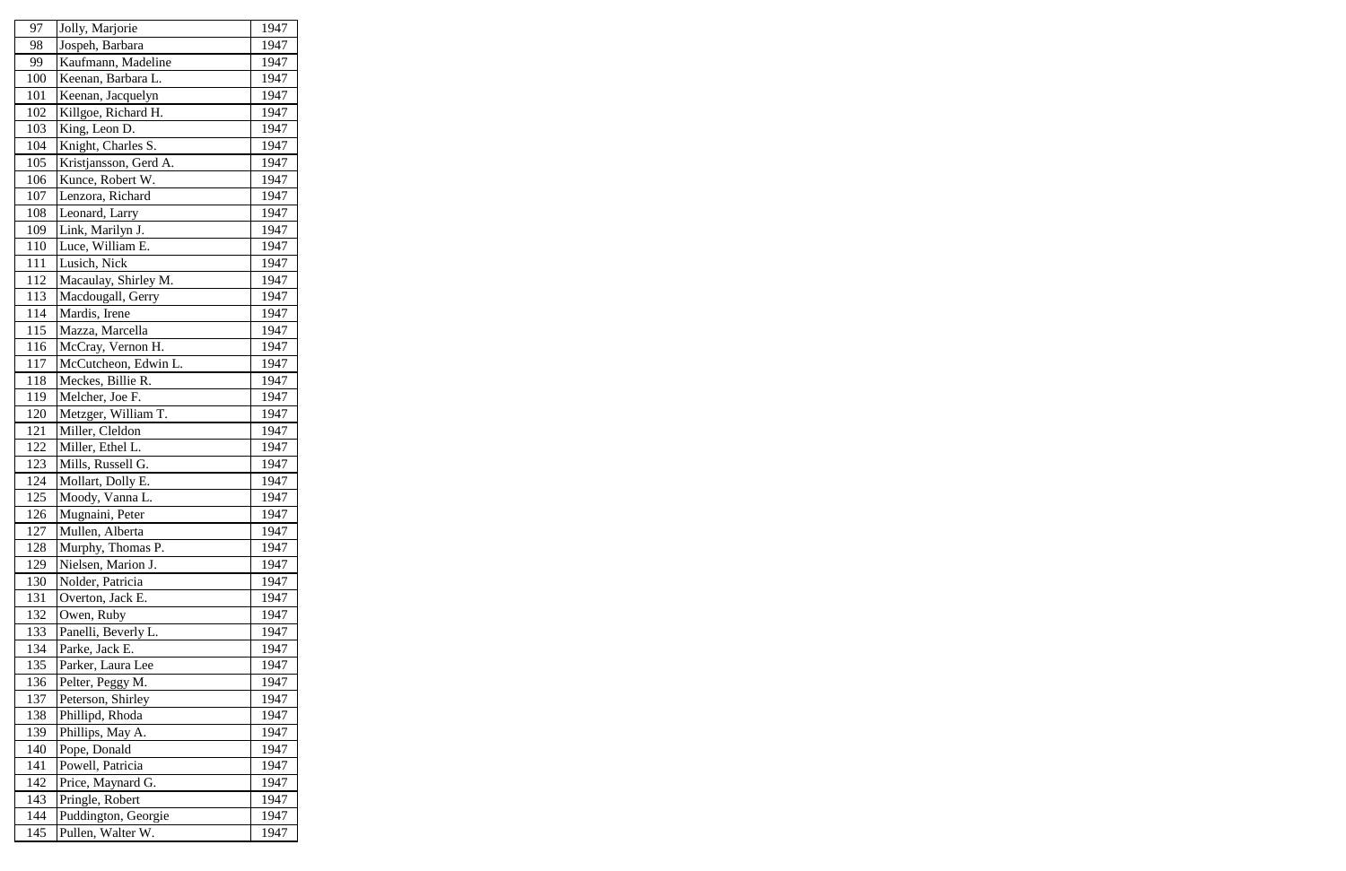| 97 | Jolly, Marjorie | 1947 |
|---|---|---|
| 98 | Jospeh, Barbara | 1947 |
| 99 | Kaufmann, Madeline | 1947 |
| 100 | Keenan, Barbara L. | 1947 |
| 101 | Keenan, Jacquelyn | 1947 |
| 102 | Killgoe, Richard H. | 1947 |
| 103 | King, Leon D. | 1947 |
| 104 | Knight, Charles S. | 1947 |
| 105 | Kristjansson, Gerd A. | 1947 |
| 106 | Kunce, Robert W. | 1947 |
| 107 | Lenzora, Richard | 1947 |
| 108 | Leonard, Larry | 1947 |
| 109 | Link, Marilyn J. | 1947 |
| 110 | Luce, William E. | 1947 |
| 111 | Lusich, Nick | 1947 |
| 112 | Macaulay, Shirley M. | 1947 |
| 113 | Macdougall, Gerry | 1947 |
| 114 | Mardis, Irene | 1947 |
| 115 | Mazza, Marcella | 1947 |
| 116 | McCray, Vernon H. | 1947 |
| 117 | McCutcheon, Edwin L. | 1947 |
| 118 | Meckes, Billie R. | 1947 |
| 119 | Melcher, Joe F. | 1947 |
| 120 | Metzger, William T. | 1947 |
| 121 | Miller, Cleldon | 1947 |
| 122 | Miller, Ethel L. | 1947 |
| 123 | Mills, Russell G. | 1947 |
| 124 | Mollart, Dolly E. | 1947 |
| 125 | Moody, Vanna L. | 1947 |
| 126 | Mugnaini, Peter | 1947 |
| 127 | Mullen, Alberta | 1947 |
| 128 | Murphy, Thomas P. | 1947 |
| 129 | Nielsen, Marion J. | 1947 |
| 130 | Nolder, Patricia | 1947 |
| 131 | Overton, Jack E. | 1947 |
| 132 | Owen, Ruby | 1947 |
| 133 | Panelli, Beverly L. | 1947 |
| 134 | Parke, Jack E. | 1947 |
| 135 | Parker, Laura Lee | 1947 |
| 136 | Pelter, Peggy M. | 1947 |
| 137 | Peterson, Shirley | 1947 |
| 138 | Phillipd, Rhoda | 1947 |
| 139 | Phillips, May A. | 1947 |
| 140 | Pope, Donald | 1947 |
| 141 | Powell, Patricia | 1947 |
| 142 | Price, Maynard G. | 1947 |
| 143 | Pringle, Robert | 1947 |
| 144 | Puddington, Georgie | 1947 |
| 145 | Pullen, Walter W. | 1947 |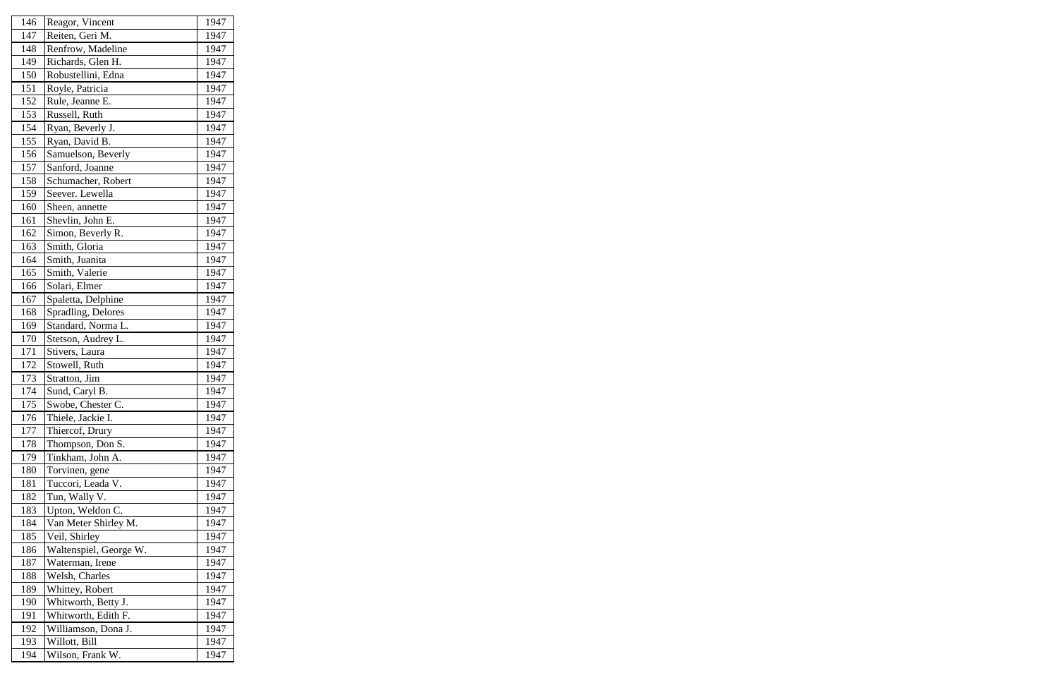| 146 | Reagor, Vincent | 1947 |
|---|---|---|
| 147 | Reiten, Geri M. | 1947 |
| 148 | Renfrow, Madeline | 1947 |
| 149 | Richards, Glen H. | 1947 |
| 150 | Robustellini, Edna | 1947 |
| 151 | Royle, Patricia | 1947 |
| 152 | Rule, Jeanne E. | 1947 |
| 153 | Russell, Ruth | 1947 |
| 154 | Ryan, Beverly J. | 1947 |
| 155 | Ryan, David B. | 1947 |
| 156 | Samuelson, Beverly | 1947 |
| 157 | Sanford, Joanne | 1947 |
| 158 | Schumacher, Robert | 1947 |
| 159 | Seever. Lewella | 1947 |
| 160 | Sheen, annette | 1947 |
| 161 | Shevlin, John E. | 1947 |
| 162 | Simon, Beverly R. | 1947 |
| 163 | Smith, Gloria | 1947 |
| 164 | Smith, Juanita | 1947 |
| 165 | Smith, Valerie | 1947 |
| 166 | Solari, Elmer | 1947 |
| 167 | Spaletta, Delphine | 1947 |
| 168 | Spradling, Delores | 1947 |
| 169 | Standard, Norma L. | 1947 |
| 170 | Stetson, Audrey L. | 1947 |
| 171 | Stivers, Laura | 1947 |
| 172 | Stowell, Ruth | 1947 |
| 173 | Stratton, Jim | 1947 |
| 174 | Sund, Caryl B. | 1947 |
| 175 | Swobe, Chester C. | 1947 |
| 176 | Thiele, Jackie I. | 1947 |
| 177 | Thiercof, Drury | 1947 |
| 178 | Thompson, Don S. | 1947 |
| 179 | Tinkham, John A. | 1947 |
| 180 | Torvinen, gene | 1947 |
| 181 | Tuccori, Leada V. | 1947 |
| 182 | Tun, Wally V. | 1947 |
| 183 | Upton, Weldon C. | 1947 |
| 184 | Van Meter Shirley M. | 1947 |
| 185 | Veil, Shirley | 1947 |
| 186 | Waltenspiel, George W. | 1947 |
| 187 | Waterman, Irene | 1947 |
| 188 | Welsh, Charles | 1947 |
| 189 | Whittey, Robert | 1947 |
| 190 | Whitworth, Betty J. | 1947 |
| 191 | Whitworth, Edith F. | 1947 |
| 192 | Williamson, Dona J. | 1947 |
| 193 | Willott, Bill | 1947 |
| 194 | Wilson, Frank W. | 1947 |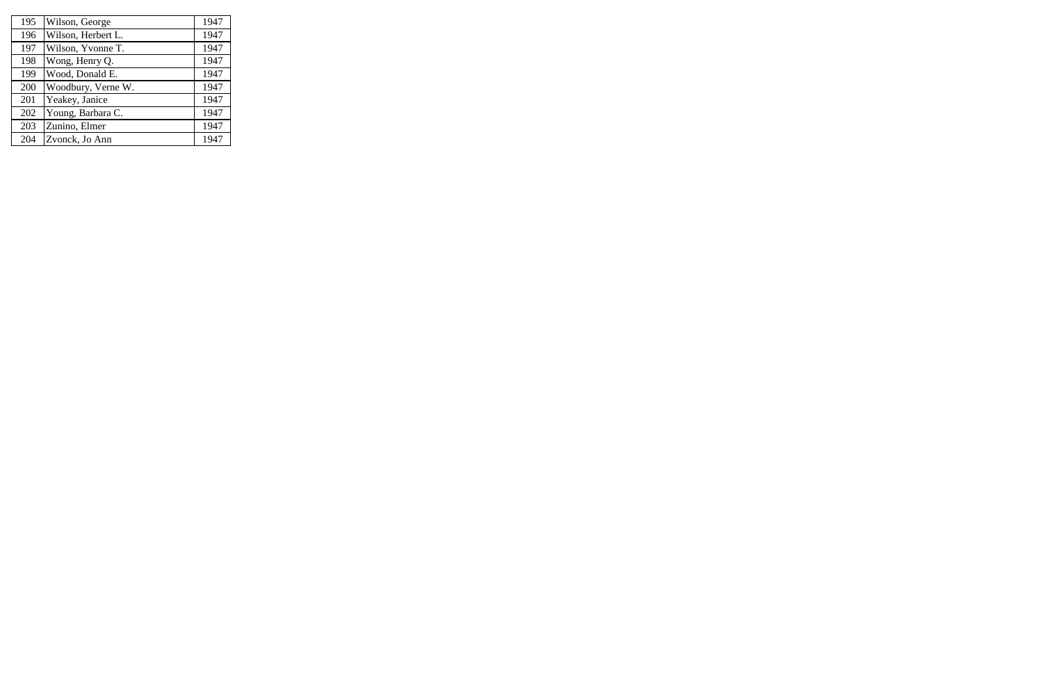| | | |
|---|---|---|
| 195 | Wilson, George | 1947 |
| 196 | Wilson, Herbert L. | 1947 |
| 197 | Wilson, Yvonne T. | 1947 |
| 198 | Wong, Henry Q. | 1947 |
| 199 | Wood, Donald E. | 1947 |
| 200 | Woodbury, Verne W. | 1947 |
| 201 | Yeakey, Janice | 1947 |
| 202 | Young, Barbara C. | 1947 |
| 203 | Zunino, Elmer | 1947 |
| 204 | Zvonck, Jo Ann | 1947 |